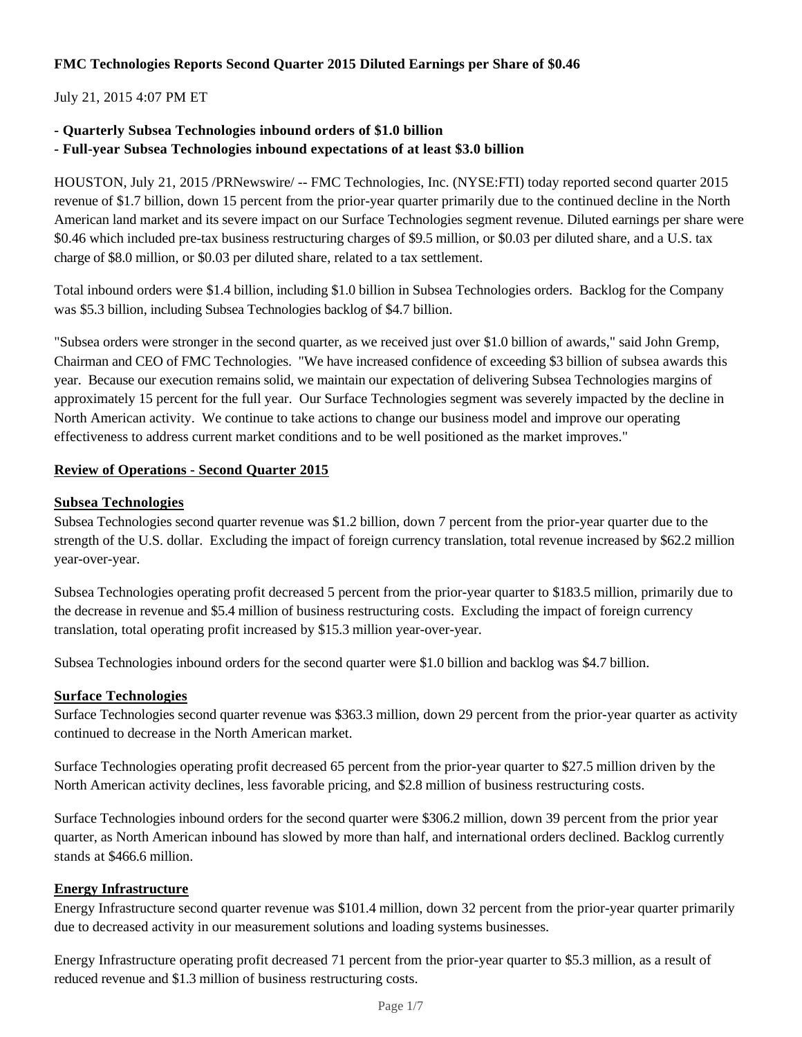# FMC Technologies Reports Second Quarter 2015 Diluted Earnings per Share of $0.46

July 21, 2015 4:07 PM ET

**- Quarterly Subsea Technologies inbound orders of $1.0 billion**
**- Full-year Subsea Technologies inbound expectations of at least $3.0 billion**

HOUSTON, July 21, 2015 /PRNewswire/ -- FMC Technologies, Inc. (NYSE:FTI) today reported second quarter 2015 revenue of $1.7 billion, down 15 percent from the prior-year quarter primarily due to the continued decline in the North American land market and its severe impact on our Surface Technologies segment revenue. Diluted earnings per share were $0.46 which included pre-tax business restructuring charges of $9.5 million, or $0.03 per diluted share, and a U.S. tax charge of $8.0 million, or $0.03 per diluted share, related to a tax settlement.

Total inbound orders were $1.4 billion, including $1.0 billion in Subsea Technologies orders. Backlog for the Company was $5.3 billion, including Subsea Technologies backlog of $4.7 billion.

"Subsea orders were stronger in the second quarter, as we received just over $1.0 billion of awards," said John Gremp, Chairman and CEO of FMC Technologies. "We have increased confidence of exceeding $3 billion of subsea awards this year. Because our execution remains solid, we maintain our expectation of delivering Subsea Technologies margins of approximately 15 percent for the full year. Our Surface Technologies segment was severely impacted by the decline in North American activity. We continue to take actions to change our business model and improve our operating effectiveness to address current market conditions and to be well positioned as the market improves."

## Review of Operations - Second Quarter 2015

### Subsea Technologies

Subsea Technologies second quarter revenue was $1.2 billion, down 7 percent from the prior-year quarter due to the strength of the U.S. dollar. Excluding the impact of foreign currency translation, total revenue increased by $62.2 million year-over-year.

Subsea Technologies operating profit decreased 5 percent from the prior-year quarter to $183.5 million, primarily due to the decrease in revenue and $5.4 million of business restructuring costs. Excluding the impact of foreign currency translation, total operating profit increased by $15.3 million year-over-year.

Subsea Technologies inbound orders for the second quarter were $1.0 billion and backlog was $4.7 billion.

### Surface Technologies

Surface Technologies second quarter revenue was $363.3 million, down 29 percent from the prior-year quarter as activity continued to decrease in the North American market.

Surface Technologies operating profit decreased 65 percent from the prior-year quarter to $27.5 million driven by the North American activity declines, less favorable pricing, and $2.8 million of business restructuring costs.

Surface Technologies inbound orders for the second quarter were $306.2 million, down 39 percent from the prior year quarter, as North American inbound has slowed by more than half, and international orders declined. Backlog currently stands at $466.6 million.

### Energy Infrastructure

Energy Infrastructure second quarter revenue was $101.4 million, down 32 percent from the prior-year quarter primarily due to decreased activity in our measurement solutions and loading systems businesses.

Energy Infrastructure operating profit decreased 71 percent from the prior-year quarter to $5.3 million, as a result of reduced revenue and $1.3 million of business restructuring costs.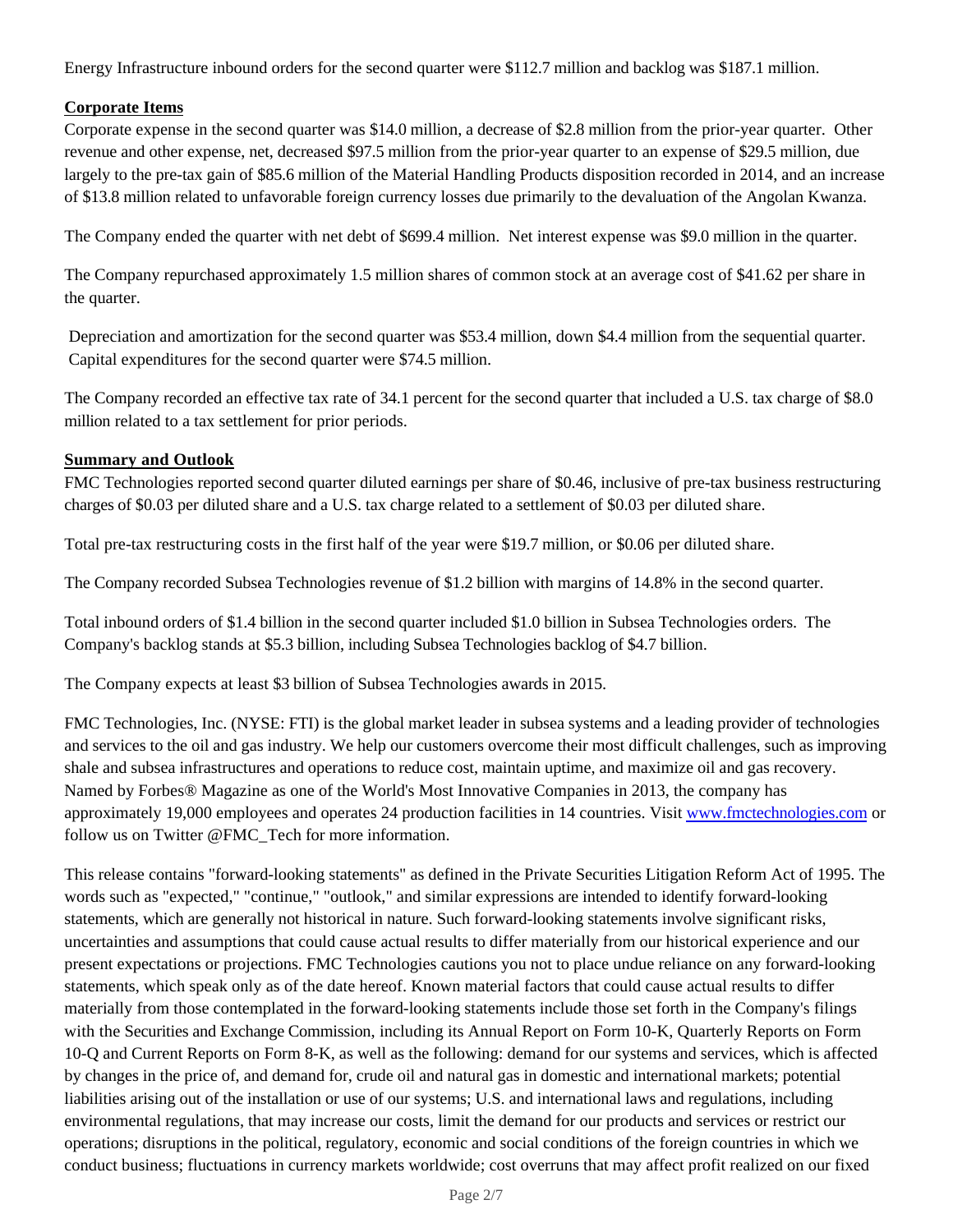Energy Infrastructure inbound orders for the second quarter were $112.7 million and backlog was $187.1 million.

**Corporate Items**

Corporate expense in the second quarter was $14.0 million, a decrease of $2.8 million from the prior-year quarter. Other revenue and other expense, net, decreased $97.5 million from the prior-year quarter to an expense of $29.5 million, due largely to the pre-tax gain of $85.6 million of the Material Handling Products disposition recorded in 2014, and an increase of $13.8 million related to unfavorable foreign currency losses due primarily to the devaluation of the Angolan Kwanza.

The Company ended the quarter with net debt of $699.4 million. Net interest expense was $9.0 million in the quarter.

The Company repurchased approximately 1.5 million shares of common stock at an average cost of $41.62 per share in the quarter.

Depreciation and amortization for the second quarter was $53.4 million, down $4.4 million from the sequential quarter. Capital expenditures for the second quarter were $74.5 million.

The Company recorded an effective tax rate of 34.1 percent for the second quarter that included a U.S. tax charge of $8.0 million related to a tax settlement for prior periods.

**Summary and Outlook**

FMC Technologies reported second quarter diluted earnings per share of $0.46, inclusive of pre-tax business restructuring charges of $0.03 per diluted share and a U.S. tax charge related to a settlement of $0.03 per diluted share.

Total pre-tax restructuring costs in the first half of the year were $19.7 million, or $0.06 per diluted share.

The Company recorded Subsea Technologies revenue of $1.2 billion with margins of 14.8% in the second quarter.

Total inbound orders of $1.4 billion in the second quarter included $1.0 billion in Subsea Technologies orders. The Company's backlog stands at $5.3 billion, including Subsea Technologies backlog of $4.7 billion.

The Company expects at least $3 billion of Subsea Technologies awards in 2015.

FMC Technologies, Inc. (NYSE: FTI) is the global market leader in subsea systems and a leading provider of technologies and services to the oil and gas industry. We help our customers overcome their most difficult challenges, such as improving shale and subsea infrastructures and operations to reduce cost, maintain uptime, and maximize oil and gas recovery. Named by Forbes® Magazine as one of the World's Most Innovative Companies in 2013, the company has approximately 19,000 employees and operates 24 production facilities in 14 countries. Visit www.fmctechnologies.com or follow us on Twitter @FMC_Tech for more information.

This release contains "forward-looking statements" as defined in the Private Securities Litigation Reform Act of 1995. The words such as "expected," "continue," "outlook," and similar expressions are intended to identify forward-looking statements, which are generally not historical in nature. Such forward-looking statements involve significant risks, uncertainties and assumptions that could cause actual results to differ materially from our historical experience and our present expectations or projections. FMC Technologies cautions you not to place undue reliance on any forward-looking statements, which speak only as of the date hereof. Known material factors that could cause actual results to differ materially from those contemplated in the forward-looking statements include those set forth in the Company's filings with the Securities and Exchange Commission, including its Annual Report on Form 10-K, Quarterly Reports on Form 10-Q and Current Reports on Form 8-K, as well as the following: demand for our systems and services, which is affected by changes in the price of, and demand for, crude oil and natural gas in domestic and international markets; potential liabilities arising out of the installation or use of our systems; U.S. and international laws and regulations, including environmental regulations, that may increase our costs, limit the demand for our products and services or restrict our operations; disruptions in the political, regulatory, economic and social conditions of the foreign countries in which we conduct business; fluctuations in currency markets worldwide; cost overruns that may affect profit realized on our fixed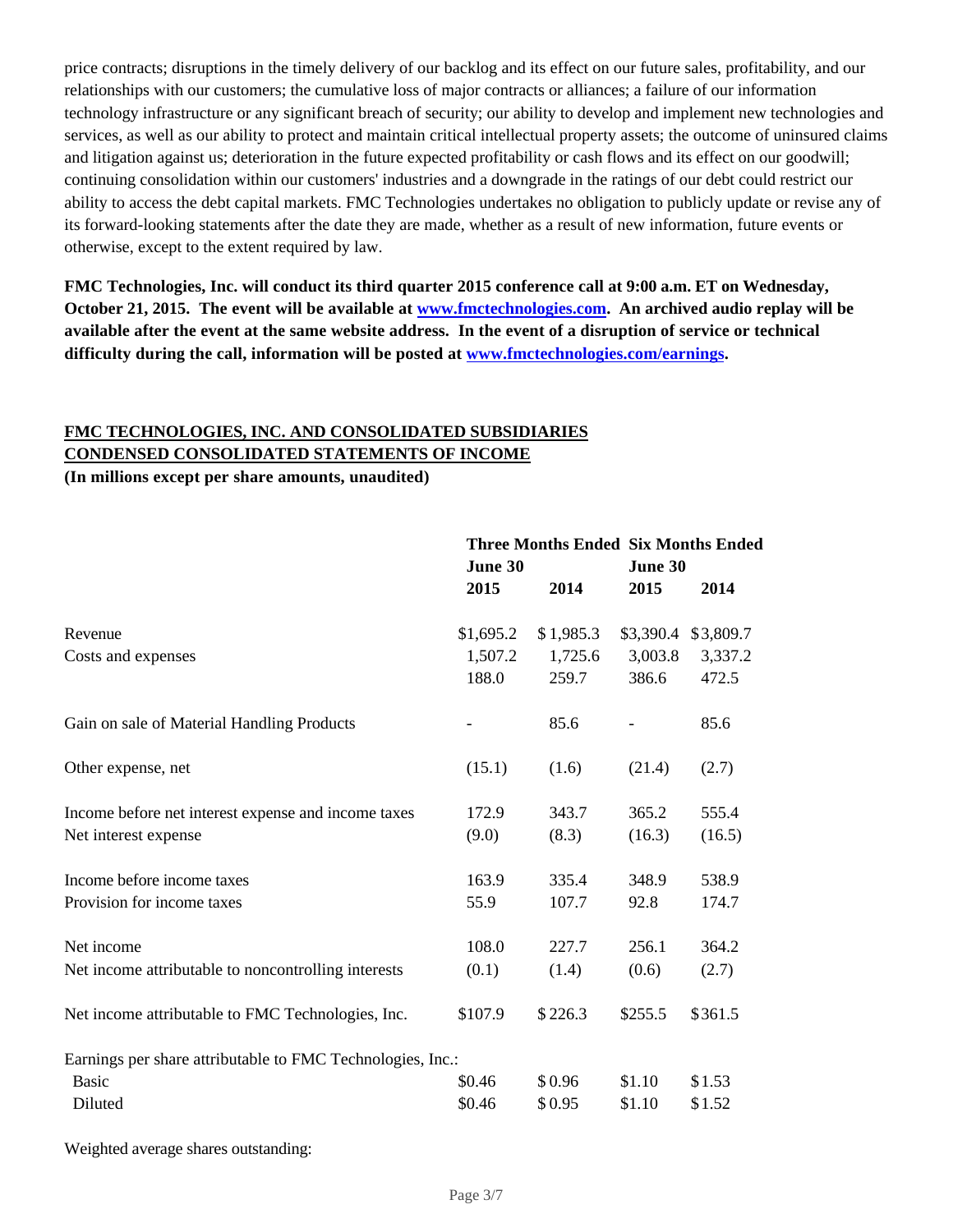price contracts; disruptions in the timely delivery of our backlog and its effect on our future sales, profitability, and our relationships with our customers; the cumulative loss of major contracts or alliances; a failure of our information technology infrastructure or any significant breach of security; our ability to develop and implement new technologies and services, as well as our ability to protect and maintain critical intellectual property assets; the outcome of uninsured claims and litigation against us; deterioration in the future expected profitability or cash flows and its effect on our goodwill; continuing consolidation within our customers' industries and a downgrade in the ratings of our debt could restrict our ability to access the debt capital markets. FMC Technologies undertakes no obligation to publicly update or revise any of its forward-looking statements after the date they are made, whether as a result of new information, future events or otherwise, except to the extent required by law.

**FMC Technologies, Inc. will conduct its third quarter 2015 conference call at 9:00 a.m. ET on Wednesday, October 21, 2015. The event will be available at [www.fmctechnologies.com](www.fmctechnologies.com). An archived audio replay will be available after the event at the same website address. In the event of a disruption of service or technical difficulty during the call, information will be posted at [www.fmctechnologies.com/earnings](www.fmctechnologies.com/earnings).**

**FMC TECHNOLOGIES, INC. AND CONSOLIDATED SUBSIDIARIES**
**CONDENSED CONSOLIDATED STATEMENTS OF INCOME**
**(In millions except per share amounts, unaudited)**

| | Three Months Ended June 30 | | Six Months Ended June 30 | |
|---|---|---|---|---|
| | 2015 | 2014 | 2015 | 2014 |
| Revenue | $1,695.2 | $1,985.3 | $3,390.4 | $3,809.7 |
| Costs and expenses | 1,507.2 | 1,725.6 | 3,003.8 | 3,337.2 |
| | 188.0 | 259.7 | 386.6 | 472.5 |
| Gain on sale of Material Handling Products | - | 85.6 | - | 85.6 |
| Other expense, net | (15.1) | (1.6) | (21.4) | (2.7) |
| Income before net interest expense and income taxes | 172.9 | 343.7 | 365.2 | 555.4 |
| Net interest expense | (9.0) | (8.3) | (16.3) | (16.5) |
| Income before income taxes | 163.9 | 335.4 | 348.9 | 538.9 |
| Provision for income taxes | 55.9 | 107.7 | 92.8 | 174.7 |
| Net income | 108.0 | 227.7 | 256.1 | 364.2 |
| Net income attributable to noncontrolling interests | (0.1) | (1.4) | (0.6) | (2.7) |
| Net income attributable to FMC Technologies, Inc. | $107.9 | $226.3 | $255.5 | $361.5 |
| Earnings per share attributable to FMC Technologies, Inc.: | | | | |
| Basic | $0.46 | $0.96 | $1.10 | $1.53 |
| Diluted | $0.46 | $0.95 | $1.10 | $1.52 |

Weighted average shares outstanding: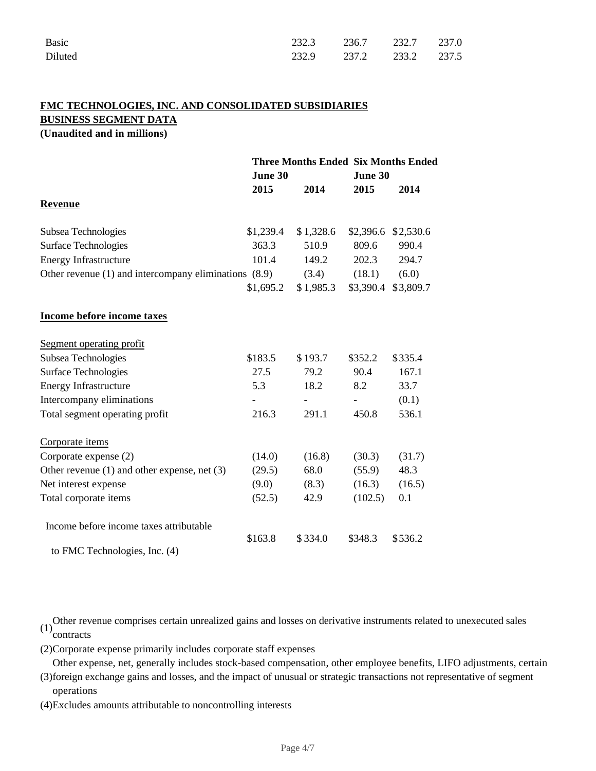| | | | | |
|---|---|---|---|---|
| Basic | 232.3 | 236.7 | 232.7 | 237.0 |
| Diluted | 232.9 | 237.2 | 233.2 | 237.5 |

**FMC TECHNOLOGIES, INC. AND CONSOLIDATED SUBSIDIARIES**
**BUSINESS SEGMENT DATA**
**(Unaudited and in millions)**

| | Three Months Ended June 30 | | Six Months Ended June 30 | |
|---|---|---|---|---|
| | 2015 | 2014 | 2015 | 2014 |
| **Revenue** | | | | |
| Subsea Technologies | $1,239.4 | $1,328.6 | $2,396.6 | $2,530.6 |
| Surface Technologies | 363.3 | 510.9 | 809.6 | 990.4 |
| Energy Infrastructure | 101.4 | 149.2 | 202.3 | 294.7 |
| Other revenue (1) and intercompany eliminations | (8.9) | (3.4) | (18.1) | (6.0) |
| | $1,695.2 | $1,985.3 | $3,390.4 | $3,809.7 |
| **Income before income taxes** | | | | |
| Segment operating profit | | | | |
| Subsea Technologies | $183.5 | $193.7 | $352.2 | $335.4 |
| Surface Technologies | 27.5 | 79.2 | 90.4 | 167.1 |
| Energy Infrastructure | 5.3 | 18.2 | 8.2 | 33.7 |
| Intercompany eliminations | - | - | - | (0.1) |
| Total segment operating profit | 216.3 | 291.1 | 450.8 | 536.1 |
| Corporate items | | | | |
| Corporate expense (2) | (14.0) | (16.8) | (30.3) | (31.7) |
| Other revenue (1) and other expense, net (3) | (29.5) | 68.0 | (55.9) | 48.3 |
| Net interest expense | (9.0) | (8.3) | (16.3) | (16.5) |
| Total corporate items | (52.5) | 42.9 | (102.5) | 0.1 |
| Income before income taxes attributable to FMC Technologies, Inc. (4) | $163.8 | $334.0 | $348.3 | $536.2 |

(1) Other revenue comprises certain unrealized gains and losses on derivative instruments related to unexecuted sales contracts

(2) Corporate expense primarily includes corporate staff expenses

(3) Other expense, net, generally includes stock-based compensation, other employee benefits, LIFO adjustments, certain foreign exchange gains and losses, and the impact of unusual or strategic transactions not representative of segment operations

(4) Excludes amounts attributable to noncontrolling interests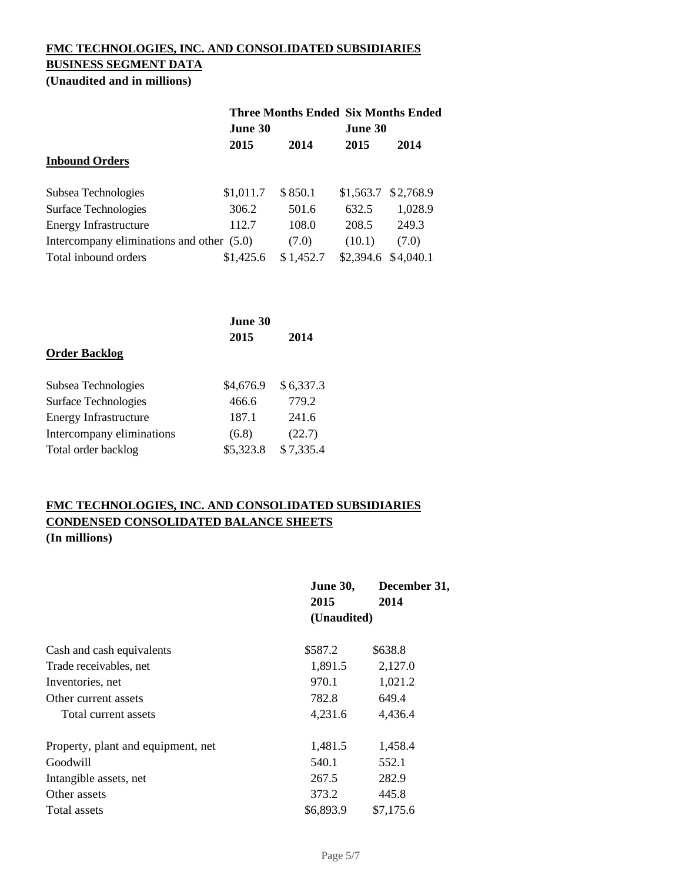**FMC TECHNOLOGIES, INC. AND CONSOLIDATED SUBSIDIARIES**

**BUSINESS SEGMENT DATA**

**(Unaudited and in millions)**

| | Three Months Ended June 30 | | Six Months Ended June 30 | |
|---|---|---|---|---|
| | 2015 | 2014 | 2015 | 2014 |
| **Inbound Orders** | | | | |
| Subsea Technologies | $1,011.7 | $ 850.1 | $1,563.7 | $2,768.9 |
| Surface Technologies | 306.2 | 501.6 | 632.5 | 1,028.9 |
| Energy Infrastructure | 112.7 | 108.0 | 208.5 | 249.3 |
| Intercompany eliminations and other | (5.0) | (7.0) | (10.1) | (7.0) |
| Total inbound orders | $1,425.6 | $ 1,452.7 | $2,394.6 | $4,040.1 |

| | June 30 | |
|---|---|---|
| | 2015 | 2014 |
| **Order Backlog** | | |
| Subsea Technologies | $4,676.9 | $ 6,337.3 |
| Surface Technologies | 466.6 | 779.2 |
| Energy Infrastructure | 187.1 | 241.6 |
| Intercompany eliminations | (6.8) | (22.7) |
| Total order backlog | $5,323.8 | $ 7,335.4 |

**FMC TECHNOLOGIES, INC. AND CONSOLIDATED SUBSIDIARIES**

**CONDENSED CONSOLIDATED BALANCE SHEETS**

**(In millions)**

| | June 30, 2015 (Unaudited) | December 31, 2014 |
|---|---|---|
| Cash and cash equivalents | $587.2 | $638.8 |
| Trade receivables, net | 1,891.5 | 2,127.0 |
| Inventories, net | 970.1 | 1,021.2 |
| Other current assets | 782.8 | 649.4 |
| Total current assets | 4,231.6 | 4,436.4 |
| | | |
| Property, plant and equipment, net | 1,481.5 | 1,458.4 |
| Goodwill | 540.1 | 552.1 |
| Intangible assets, net | 267.5 | 282.9 |
| Other assets | 373.2 | 445.8 |
| Total assets | $6,893.9 | $7,175.6 |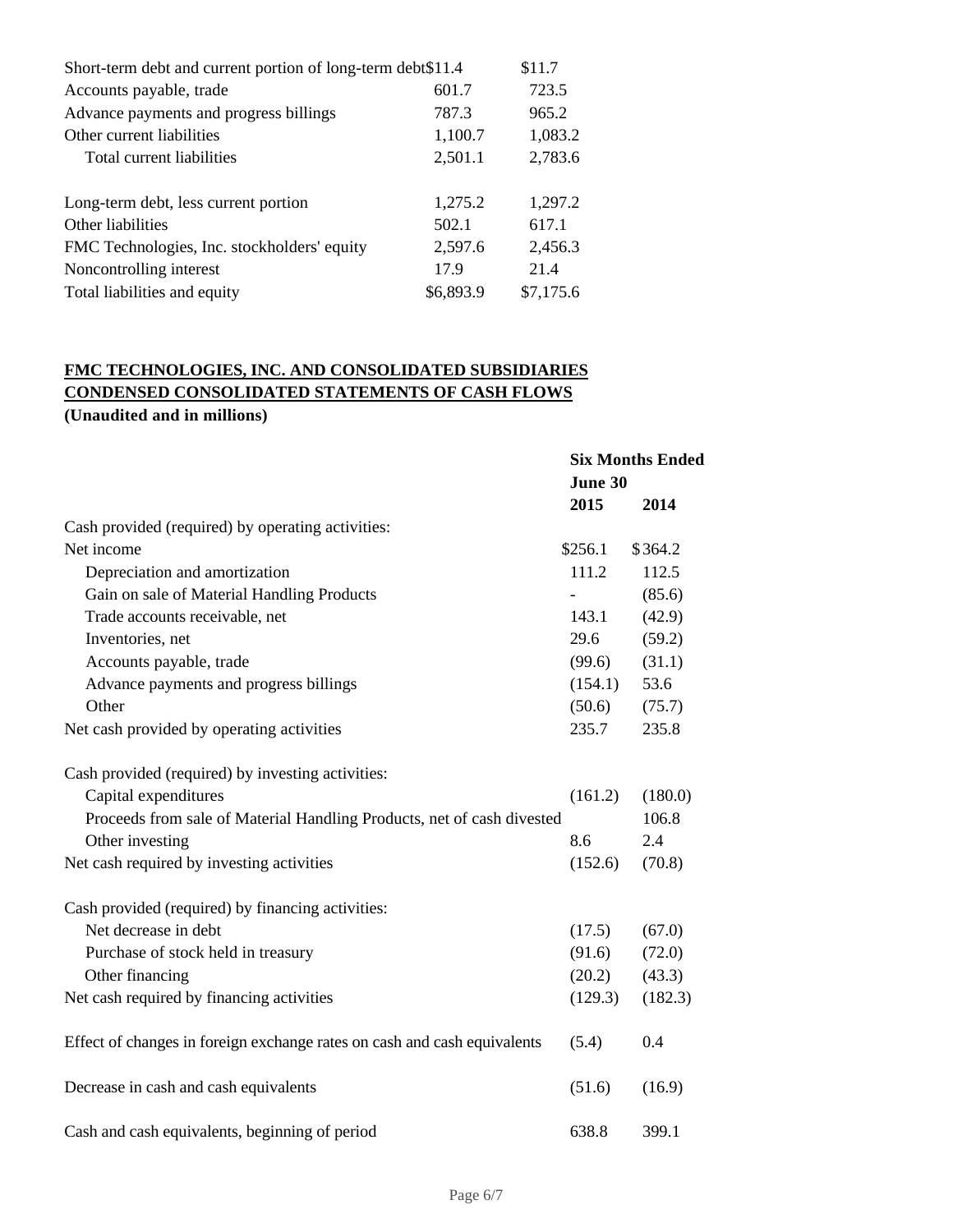| | | |
|---|---|---|
| Short-term debt and current portion of long-term debt | $11.4 | $11.7 |
| Accounts payable, trade | 601.7 | 723.5 |
| Advance payments and progress billings | 787.3 | 965.2 |
| Other current liabilities | 1,100.7 | 1,083.2 |
| Total current liabilities | 2,501.1 | 2,783.6 |
| | | |
| Long-term debt, less current portion | 1,275.2 | 1,297.2 |
| Other liabilities | 502.1 | 617.1 |
| FMC Technologies, Inc. stockholders' equity | 2,597.6 | 2,456.3 |
| Noncontrolling interest | 17.9 | 21.4 |
| Total liabilities and equity | $6,893.9 | $7,175.6 |

**FMC TECHNOLOGIES, INC. AND CONSOLIDATED SUBSIDIARIES**
**CONDENSED CONSOLIDATED STATEMENTS OF CASH FLOWS**
**(Unaudited and in millions)**

| | **Six Months Ended June 30** | |
|---|---|---|
| | **2015** | **2014** |
| Cash provided (required) by operating activities: | | |
| Net income | $256.1 | $364.2 |
| Depreciation and amortization | 111.2 | 112.5 |
| Gain on sale of Material Handling Products | - | (85.6) |
| Trade accounts receivable, net | 143.1 | (42.9) |
| Inventories, net | 29.6 | (59.2) |
| Accounts payable, trade | (99.6) | (31.1) |
| Advance payments and progress billings | (154.1) | 53.6 |
| Other | (50.6) | (75.7) |
| Net cash provided by operating activities | 235.7 | 235.8 |
| | | |
| Cash provided (required) by investing activities: | | |
| Capital expenditures | (161.2) | (180.0) |
| Proceeds from sale of Material Handling Products, net of cash divested | | 106.8 |
| Other investing | 8.6 | 2.4 |
| Net cash required by investing activities | (152.6) | (70.8) |
| | | |
| Cash provided (required) by financing activities: | | |
| Net decrease in debt | (17.5) | (67.0) |
| Purchase of stock held in treasury | (91.6) | (72.0) |
| Other financing | (20.2) | (43.3) |
| Net cash required by financing activities | (129.3) | (182.3) |
| | | |
| Effect of changes in foreign exchange rates on cash and cash equivalents | (5.4) | 0.4 |
| | | |
| Decrease in cash and cash equivalents | (51.6) | (16.9) |
| | | |
| Cash and cash equivalents, beginning of period | 638.8 | 399.1 |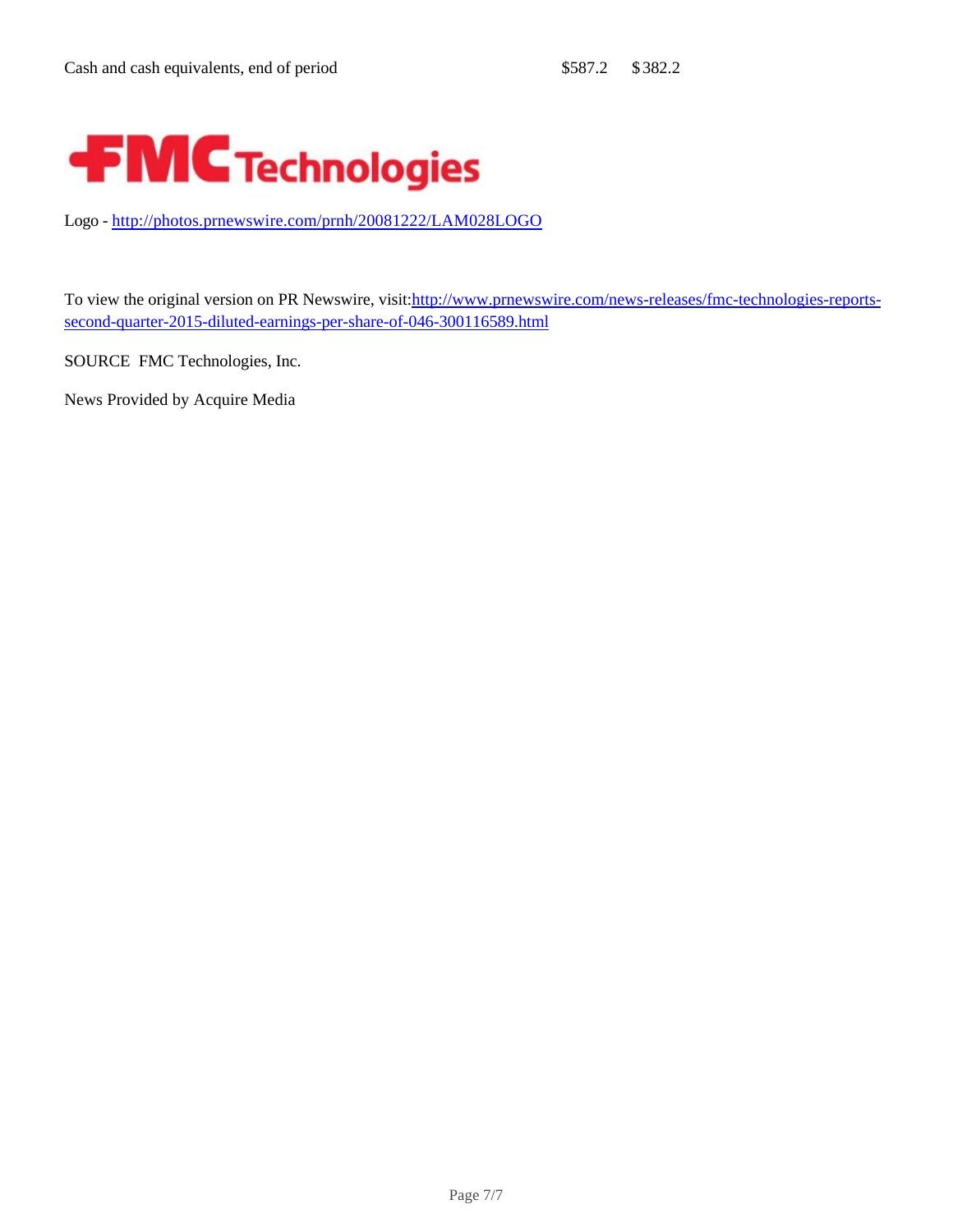| | | |
|---|---|---|
| Cash and cash equivalents, end of period | $587.2 | $ 382.2 |

FMC Technologies

Logo - http://photos.prnewswire.com/prnh/20081222/LAM028LOGO

To view the original version on PR Newswire, visit:http://www.prnewswire.com/news-releases/fmc-technologies-reports-second-quarter-2015-diluted-earnings-per-share-of-046-300116589.html

SOURCE FMC Technologies, Inc.

News Provided by Acquire Media